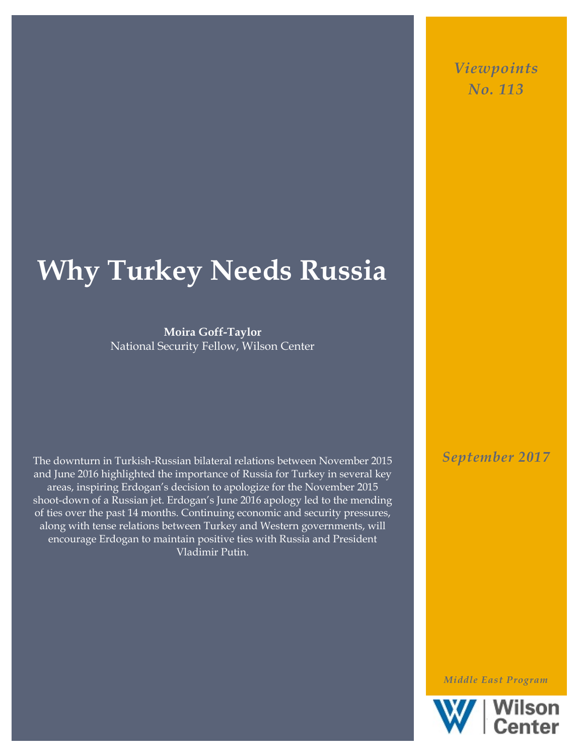*Viewpoints*
*No. 113*

# Why Turkey Needs Russia

**Moira Goff-Taylor**
National Security Fellow, Wilson Center

The downturn in Turkish-Russian bilateral relations between November 2015 and June 2016 highlighted the importance of Russia for Turkey in several key areas, inspiring Erdogan's decision to apologize for the November 2015 shoot-down of a Russian jet. Erdogan's June 2016 apology led to the mending of ties over the past 14 months. Continuing economic and security pressures, along with tense relations between Turkey and Western governments, will encourage Erdogan to maintain positive ties with Russia and President Vladimir Putin.

*September 2017*

*Middle East Program*

Wilson Center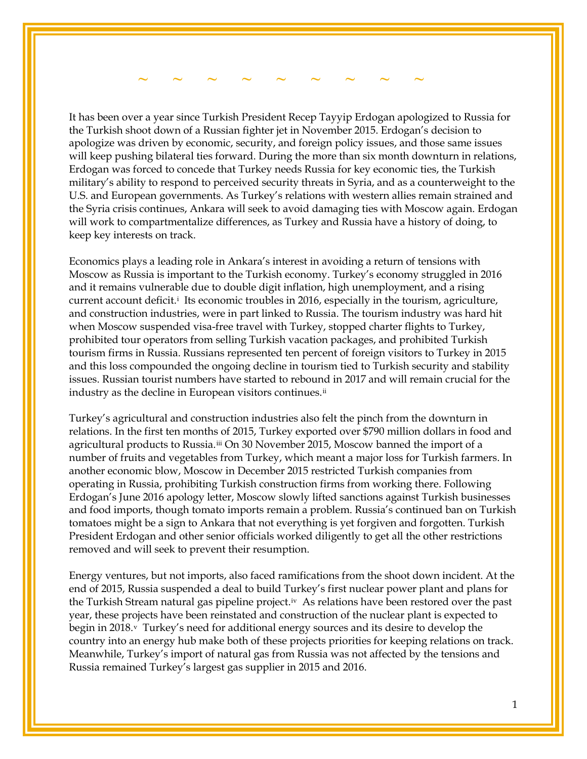~ ~ ~ ~ ~ ~ ~ ~ ~

It has been over a year since Turkish President Recep Tayyip Erdogan apologized to Russia for the Turkish shoot down of a Russian fighter jet in November 2015. Erdogan's decision to apologize was driven by economic, security, and foreign policy issues, and those same issues will keep pushing bilateral ties forward. During the more than six month downturn in relations, Erdogan was forced to concede that Turkey needs Russia for key economic ties, the Turkish military's ability to respond to perceived security threats in Syria, and as a counterweight to the U.S. and European governments. As Turkey's relations with western allies remain strained and the Syria crisis continues, Ankara will seek to avoid damaging ties with Moscow again. Erdogan will work to compartmentalize differences, as Turkey and Russia have a history of doing, to keep key interests on track.

Economics plays a leading role in Ankara's interest in avoiding a return of tensions with Moscow as Russia is important to the Turkish economy. Turkey's economy struggled in 2016 and it remains vulnerable due to double digit inflation, high unemployment, and a rising current account deficit.[i] Its economic troubles in 2016, especially in the tourism, agriculture, and construction industries, were in part linked to Russia. The tourism industry was hard hit when Moscow suspended visa-free travel with Turkey, stopped charter flights to Turkey, prohibited tour operators from selling Turkish vacation packages, and prohibited Turkish tourism firms in Russia. Russians represented ten percent of foreign visitors to Turkey in 2015 and this loss compounded the ongoing decline in tourism tied to Turkish security and stability issues. Russian tourist numbers have started to rebound in 2017 and will remain crucial for the industry as the decline in European visitors continues.[ii]

Turkey's agricultural and construction industries also felt the pinch from the downturn in relations. In the first ten months of 2015, Turkey exported over $790 million dollars in food and agricultural products to Russia.[iii] On 30 November 2015, Moscow banned the import of a number of fruits and vegetables from Turkey, which meant a major loss for Turkish farmers. In another economic blow, Moscow in December 2015 restricted Turkish companies from operating in Russia, prohibiting Turkish construction firms from working there. Following Erdogan's June 2016 apology letter, Moscow slowly lifted sanctions against Turkish businesses and food imports, though tomato imports remain a problem. Russia's continued ban on Turkish tomatoes might be a sign to Ankara that not everything is yet forgiven and forgotten. Turkish President Erdogan and other senior officials worked diligently to get all the other restrictions removed and will seek to prevent their resumption.

Energy ventures, but not imports, also faced ramifications from the shoot down incident. At the end of 2015, Russia suspended a deal to build Turkey's first nuclear power plant and plans for the Turkish Stream natural gas pipeline project.[iv] As relations have been restored over the past year, these projects have been reinstated and construction of the nuclear plant is expected to begin in 2018.[v] Turkey's need for additional energy sources and its desire to develop the country into an energy hub make both of these projects priorities for keeping relations on track. Meanwhile, Turkey's import of natural gas from Russia was not affected by the tensions and Russia remained Turkey's largest gas supplier in 2015 and 2016.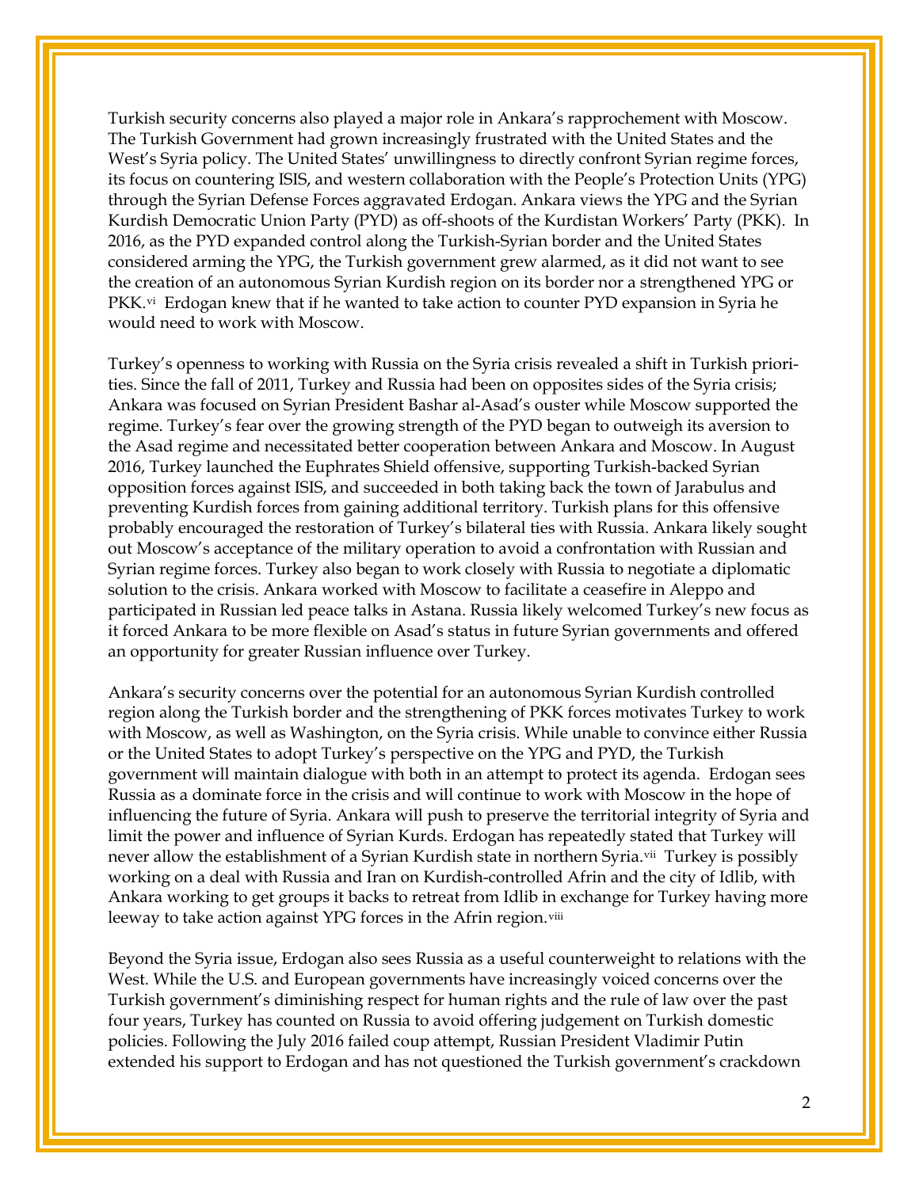Turkish security concerns also played a major role in Ankara's rapprochement with Moscow. The Turkish Government had grown increasingly frustrated with the United States and the West's Syria policy. The United States' unwillingness to directly confront Syrian regime forces, its focus on countering ISIS, and western collaboration with the People's Protection Units (YPG) through the Syrian Defense Forces aggravated Erdogan. Ankara views the YPG and the Syrian Kurdish Democratic Union Party (PYD) as off-shoots of the Kurdistan Workers' Party (PKK). In 2016, as the PYD expanded control along the Turkish-Syrian border and the United States considered arming the YPG, the Turkish government grew alarmed, as it did not want to see the creation of an autonomous Syrian Kurdish region on its border nor a strengthened YPG or PKK.[vi] Erdogan knew that if he wanted to take action to counter PYD expansion in Syria he would need to work with Moscow.

Turkey's openness to working with Russia on the Syria crisis revealed a shift in Turkish priorities. Since the fall of 2011, Turkey and Russia had been on opposites sides of the Syria crisis; Ankara was focused on Syrian President Bashar al-Asad's ouster while Moscow supported the regime. Turkey's fear over the growing strength of the PYD began to outweigh its aversion to the Asad regime and necessitated better cooperation between Ankara and Moscow. In August 2016, Turkey launched the Euphrates Shield offensive, supporting Turkish-backed Syrian opposition forces against ISIS, and succeeded in both taking back the town of Jarabulus and preventing Kurdish forces from gaining additional territory. Turkish plans for this offensive probably encouraged the restoration of Turkey's bilateral ties with Russia. Ankara likely sought out Moscow's acceptance of the military operation to avoid a confrontation with Russian and Syrian regime forces. Turkey also began to work closely with Russia to negotiate a diplomatic solution to the crisis. Ankara worked with Moscow to facilitate a ceasefire in Aleppo and participated in Russian led peace talks in Astana. Russia likely welcomed Turkey's new focus as it forced Ankara to be more flexible on Asad's status in future Syrian governments and offered an opportunity for greater Russian influence over Turkey.

Ankara's security concerns over the potential for an autonomous Syrian Kurdish controlled region along the Turkish border and the strengthening of PKK forces motivates Turkey to work with Moscow, as well as Washington, on the Syria crisis. While unable to convince either Russia or the United States to adopt Turkey's perspective on the YPG and PYD, the Turkish government will maintain dialogue with both in an attempt to protect its agenda. Erdogan sees Russia as a dominate force in the crisis and will continue to work with Moscow in the hope of influencing the future of Syria. Ankara will push to preserve the territorial integrity of Syria and limit the power and influence of Syrian Kurds. Erdogan has repeatedly stated that Turkey will never allow the establishment of a Syrian Kurdish state in northern Syria.[vii] Turkey is possibly working on a deal with Russia and Iran on Kurdish-controlled Afrin and the city of Idlib, with Ankara working to get groups it backs to retreat from Idlib in exchange for Turkey having more leeway to take action against YPG forces in the Afrin region.[viii]

Beyond the Syria issue, Erdogan also sees Russia as a useful counterweight to relations with the West. While the U.S. and European governments have increasingly voiced concerns over the Turkish government's diminishing respect for human rights and the rule of law over the past four years, Turkey has counted on Russia to avoid offering judgement on Turkish domestic policies. Following the July 2016 failed coup attempt, Russian President Vladimir Putin extended his support to Erdogan and has not questioned the Turkish government's crackdown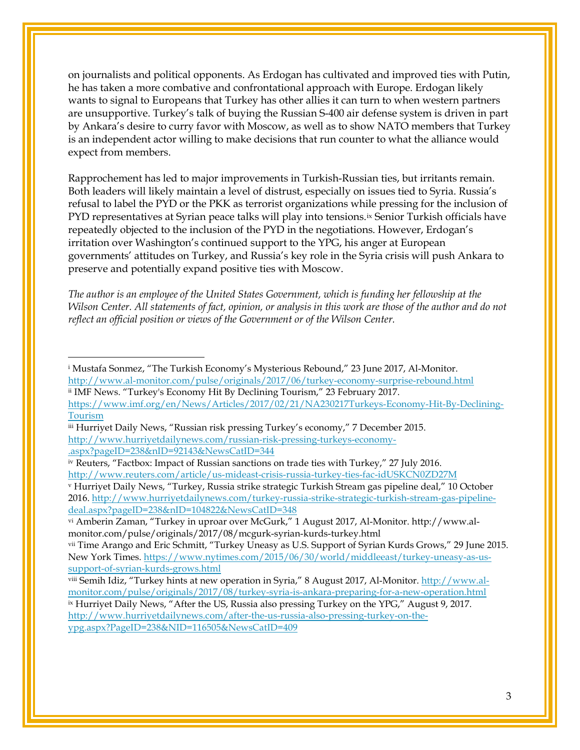on journalists and political opponents. As Erdogan has cultivated and improved ties with Putin, he has taken a more combative and confrontational approach with Europe. Erdogan likely wants to signal to Europeans that Turkey has other allies it can turn to when western partners are unsupportive. Turkey's talk of buying the Russian S-400 air defense system is driven in part by Ankara's desire to curry favor with Moscow, as well as to show NATO members that Turkey is an independent actor willing to make decisions that run counter to what the alliance would expect from members.

Rapprochement has led to major improvements in Turkish-Russian ties, but irritants remain. Both leaders will likely maintain a level of distrust, especially on issues tied to Syria. Russia's refusal to label the PYD or the PKK as terrorist organizations while pressing for the inclusion of PYD representatives at Syrian peace talks will play into tensions.[ix] Senior Turkish officials have repeatedly objected to the inclusion of the PYD in the negotiations. However, Erdogan's irritation over Washington's continued support to the YPG, his anger at European governments' attitudes on Turkey, and Russia's key role in the Syria crisis will push Ankara to preserve and potentially expand positive ties with Moscow.

*The author is an employee of the United States Government, which is funding her fellowship at the Wilson Center. All statements of fact, opinion, or analysis in this work are those of the author and do not reflect an official position or views of the Government or of the Wilson Center.*

---

[i] Mustafa Sonmez, "The Turkish Economy's Mysterious Rebound," 23 June 2017, Al-Monitor. http://www.al-monitor.com/pulse/originals/2017/06/turkey-economy-surprise-rebound.html

[ii] IMF News. "Turkey's Economy Hit By Declining Tourism," 23 February 2017. https://www.imf.org/en/News/Articles/2017/02/21/NA230217Turkeys-Economy-Hit-By-Declining-Tourism

[iii] Hurriyet Daily News, "Russian risk pressing Turkey's economy," 7 December 2015. http://www.hurriyetdailynews.com/russian-risk-pressing-turkeys-economy-.aspx?pageID=238&nID=92143&NewsCatID=344

[iv] Reuters, "Factbox: Impact of Russian sanctions on trade ties with Turkey," 27 July 2016. http://www.reuters.com/article/us-mideast-crisis-russia-turkey-ties-fac-idUSKCN0ZD27M

[v] Hurriyet Daily News, "Turkey, Russia strike strategic Turkish Stream gas pipeline deal," 10 October 2016. http://www.hurriyetdailynews.com/turkey-russia-strike-strategic-turkish-stream-gas-pipeline-deal.aspx?pageID=238&nID=104822&NewsCatID=348

[vi] Amberin Zaman, "Turkey in uproar over McGurk," 1 August 2017, Al-Monitor. http://www.al-monitor.com/pulse/originals/2017/08/mcgurk-syrian-kurds-turkey.html

[vii] Time Arango and Eric Schmitt, "Turkey Uneasy as U.S. Support of Syrian Kurds Grows," 29 June 2015. New York Times. https://www.nytimes.com/2015/06/30/world/middleeast/turkey-uneasy-as-us-support-of-syrian-kurds-grows.html

[viii] Semih Idiz, "Turkey hints at new operation in Syria," 8 August 2017, Al-Monitor. http://www.al-monitor.com/pulse/originals/2017/08/turkey-syria-is-ankara-preparing-for-a-new-operation.html

[ix] Hurriyet Daily News, "After the US, Russia also pressing Turkey on the YPG," August 9, 2017. http://www.hurriyetdailynews.com/after-the-us-russia-also-pressing-turkey-on-the-ypg.aspx?PageID=238&NID=116505&NewsCatID=409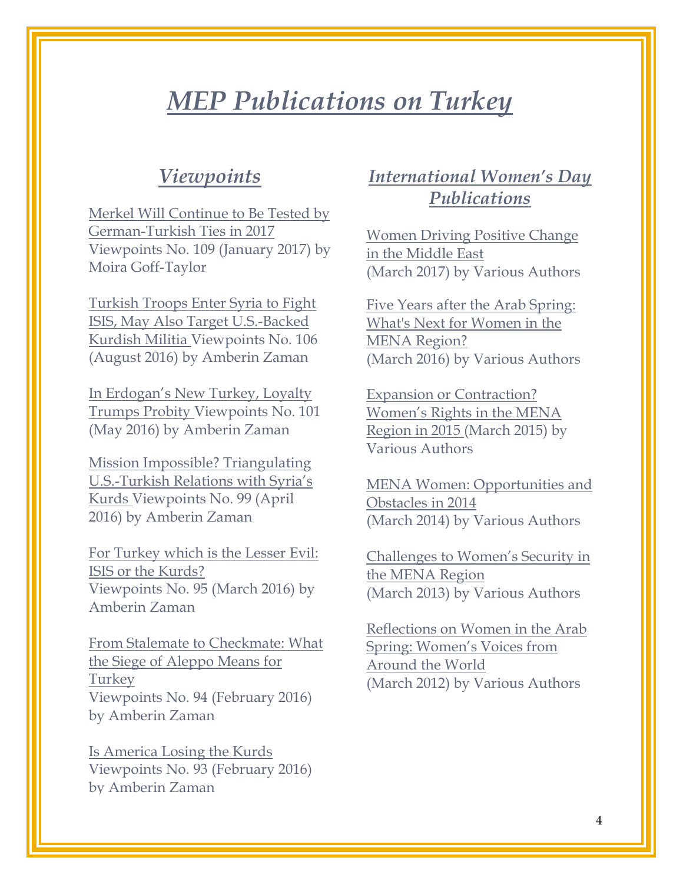# *MEP Publications on Turkey*

## *Viewpoints*

Merkel Will Continue to Be Tested by German-Turkish Ties in 2017
Viewpoints No. 109 (January 2017) by Moira Goff-Taylor

Turkish Troops Enter Syria to Fight ISIS, May Also Target U.S.-Backed Kurdish Militia Viewpoints No. 106 (August 2016) by Amberin Zaman

In Erdogan's New Turkey, Loyalty Trumps Probity Viewpoints No. 101 (May 2016) by Amberin Zaman

Mission Impossible? Triangulating U.S.-Turkish Relations with Syria's Kurds Viewpoints No. 99 (April 2016) by Amberin Zaman

For Turkey which is the Lesser Evil: ISIS or the Kurds?
Viewpoints No. 95 (March 2016) by Amberin Zaman

From Stalemate to Checkmate: What the Siege of Aleppo Means for Turkey
Viewpoints No. 94 (February 2016) by Amberin Zaman

Is America Losing the Kurds
Viewpoints No. 93 (February 2016) by Amberin Zaman

## *International Women's Day Publications*

Women Driving Positive Change in the Middle East
(March 2017) by Various Authors

Five Years after the Arab Spring: What's Next for Women in the MENA Region?
(March 2016) by Various Authors

Expansion or Contraction? Women's Rights in the MENA Region in 2015 (March 2015) by Various Authors

MENA Women: Opportunities and Obstacles in 2014
(March 2014) by Various Authors

Challenges to Women's Security in the MENA Region
(March 2013) by Various Authors

Reflections on Women in the Arab Spring: Women's Voices from Around the World
(March 2012) by Various Authors